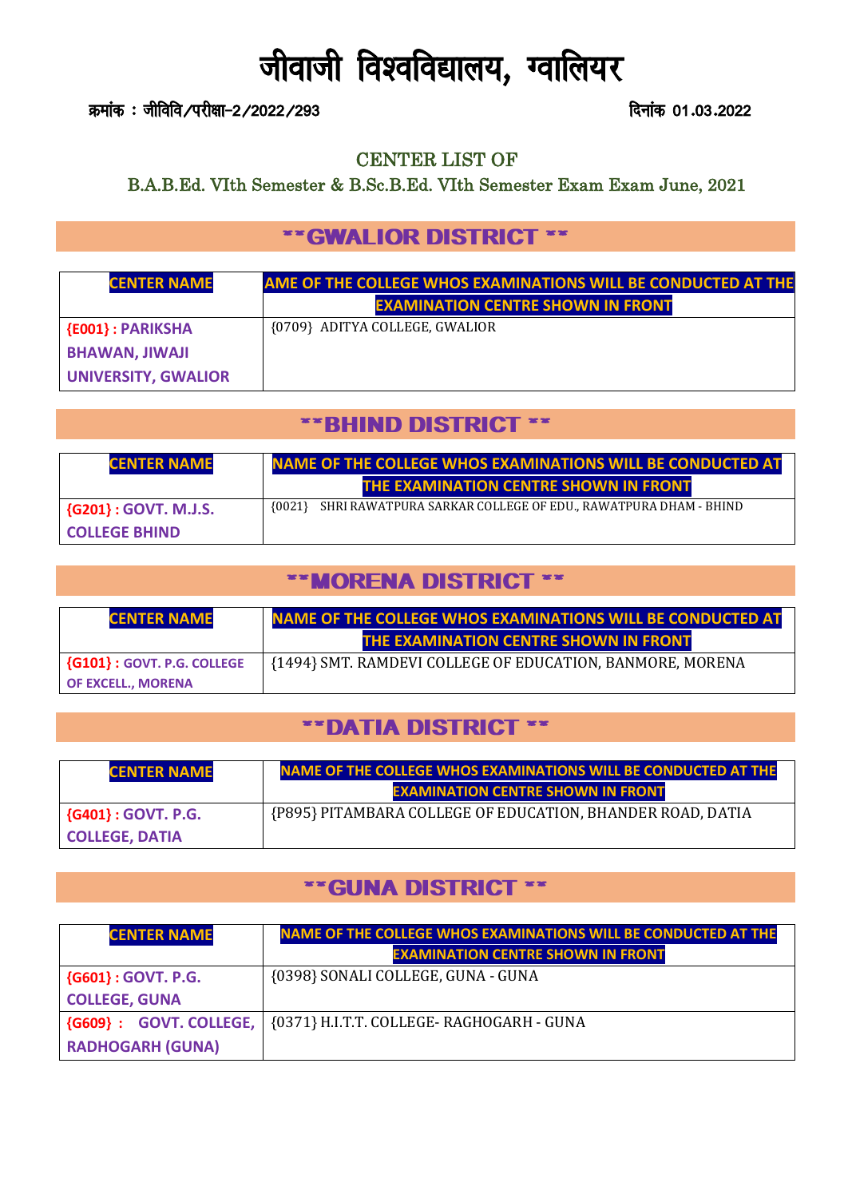# जीवाजी विश्वविद्यालय, ग्वालियर

क्रमांक : जीविवि/परीक्षा-2/2022/293 दिनांक 01.03.2022

## CENTER LIST OF
### B.A.B.Ed. VIth Semester & B.Sc.B.Ed. VIth Semester Exam Exam June, 2021

## **GWALIOR DISTRICT **

| CENTER NAME | AME OF THE COLLEGE WHOS EXAMINATIONS WILL BE CONDUCTED AT THE EXAMINATION CENTRE SHOWN IN FRONT |
|---|---|
| {E001} : PARIKSHA BHAWAN, JIWAJI UNIVERSITY, GWALIOR | {0709} ADITYA COLLEGE, GWALIOR |

## **BHIND DISTRICT **

| CENTER NAME | NAME OF THE COLLEGE WHOS EXAMINATIONS WILL BE CONDUCTED AT THE EXAMINATION CENTRE SHOWN IN FRONT |
|---|---|
| {G201} : GOVT. M.J.S. COLLEGE BHIND | {0021} SHRI RAWATPURA SARKAR COLLEGE OF EDU., RAWATPURA DHAM - BHIND |

## **MORENA DISTRICT **

| CENTER NAME | NAME OF THE COLLEGE WHOS EXAMINATIONS WILL BE CONDUCTED AT THE EXAMINATION CENTRE SHOWN IN FRONT |
|---|---|
| {G101} : GOVT. P.G. COLLEGE OF EXCELL., MORENA | {1494} SMT. RAMDEVI COLLEGE OF EDUCATION, BANMORE, MORENA |

## **DATIA DISTRICT **

| CENTER NAME | NAME OF THE COLLEGE WHOS EXAMINATIONS WILL BE CONDUCTED AT THE EXAMINATION CENTRE SHOWN IN FRONT |
|---|---|
| {G401} : GOVT. P.G. COLLEGE, DATIA | {P895} PITAMBARA COLLEGE OF EDUCATION, BHANDER ROAD, DATIA |

## **GUNA DISTRICT **

| CENTER NAME | NAME OF THE COLLEGE WHOS EXAMINATIONS WILL BE CONDUCTED AT THE EXAMINATION CENTRE SHOWN IN FRONT |
|---|---|
| {G601} : GOVT. P.G. COLLEGE, GUNA | {0398} SONALI COLLEGE, GUNA - GUNA |
| {G609} : GOVT. COLLEGE, RADHOGARH (GUNA) | {0371} H.I.T.T. COLLEGE- RAGHOGARH - GUNA |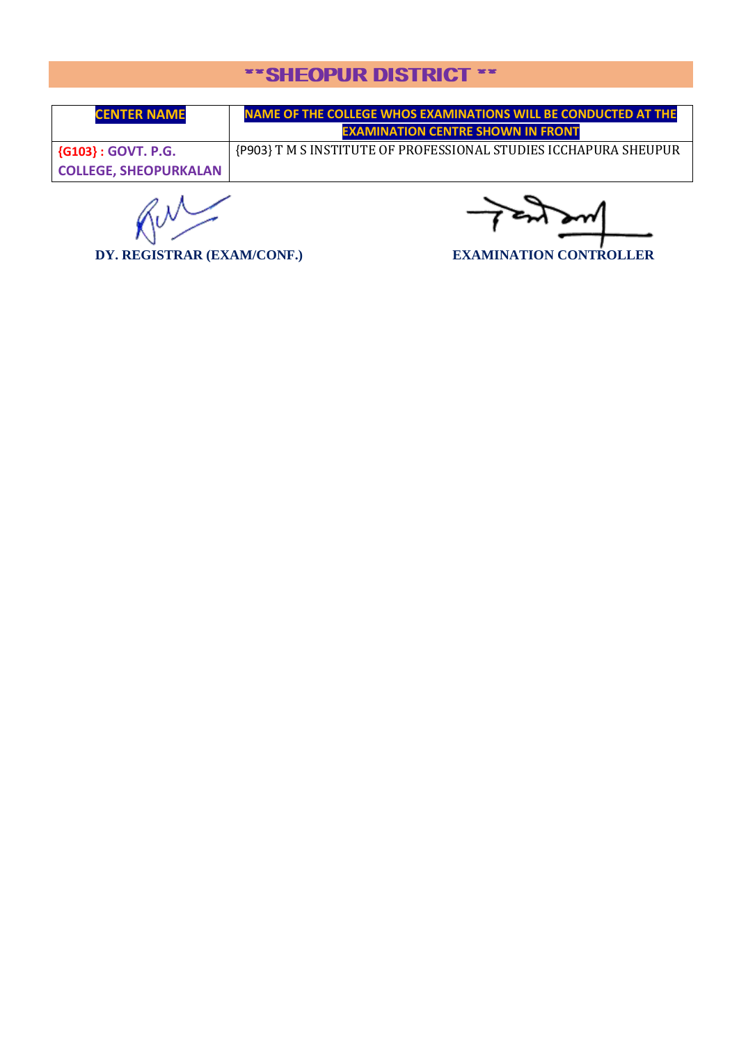## **SHEOPUR DISTRICT **

| CENTER NAME | NAME OF THE COLLEGE WHOS EXAMINATIONS WILL BE CONDUCTED AT THE EXAMINATION CENTRE SHOWN IN FRONT |
| --- | --- |
| {G103} : GOVT. P.G. COLLEGE, SHEOPURKALAN | {P903} T M S INSTITUTE OF PROFESSIONAL STUDIES ICCHAPURA SHEUPUR |

**DY. REGISTRAR (EXAM/CONF.)** **EXAMINATION CONTROLLER**